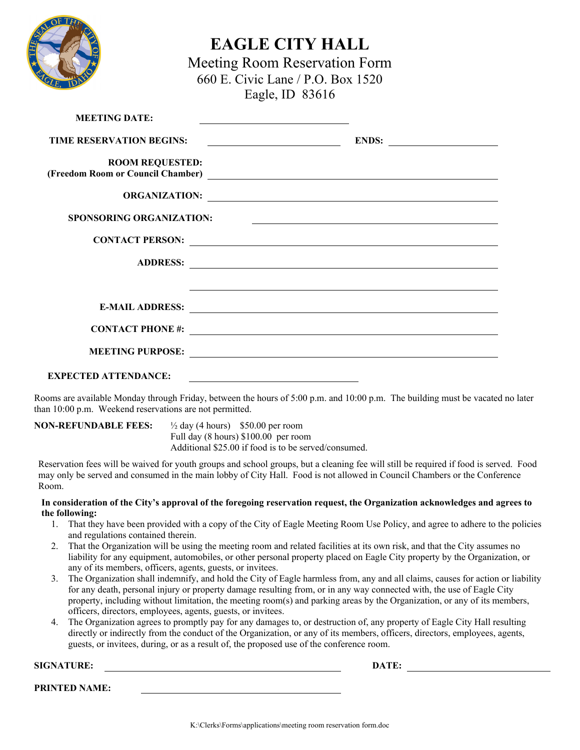# EAGLE CITY HALL

Meeting Room Reservation Form
660 E. Civic Lane / P.O. Box 1520
Eagle, ID 83616

**MEETING DATE:** ______________________

**TIME RESERVATION BEGINS:** ______________________ **ENDS:** ______________________

**ROOM REQUESTED:**
**(Freedom Room or Council Chamber)** ______________________

**ORGANIZATION:** ______________________

**SPONSORING ORGANIZATION:** ______________________

**CONTACT PERSON:** ______________________

**ADDRESS:** ______________________

______________________

**E-MAIL ADDRESS:** ______________________

**CONTACT PHONE #:** ______________________

**MEETING PURPOSE:** ______________________

**EXPECTED ATTENDANCE:** ______________________

Rooms are available Monday through Friday, between the hours of 5:00 p.m. and 10:00 p.m. The building must be vacated no later than 10:00 p.m. Weekend reservations are not permitted.

**NON-REFUNDABLE FEES:** ½ day (4 hours) $50.00 per room
Full day (8 hours) $100.00 per room
Additional $25.00 if food is to be served/consumed.

Reservation fees will be waived for youth groups and school groups, but a cleaning fee will still be required if food is served. Food may only be served and consumed in the main lobby of City Hall. Food is not allowed in Council Chambers or the Conference Room.

**In consideration of the City's approval of the foregoing reservation request, the Organization acknowledges and agrees to the following:**

1. That they have been provided with a copy of the City of Eagle Meeting Room Use Policy, and agree to adhere to the policies and regulations contained therein.
2. That the Organization will be using the meeting room and related facilities at its own risk, and that the City assumes no liability for any equipment, automobiles, or other personal property placed on Eagle City property by the Organization, or any of its members, officers, agents, guests, or invitees.
3. The Organization shall indemnify, and hold the City of Eagle harmless from, any and all claims, causes for action or liability for any death, personal injury or property damage resulting from, or in any way connected with, the use of Eagle City property, including without limitation, the meeting room(s) and parking areas by the Organization, or any of its members, officers, directors, employees, agents, guests, or invitees.
4. The Organization agrees to promptly pay for any damages to, or destruction of, any property of Eagle City Hall resulting directly or indirectly from the conduct of the Organization, or any of its members, officers, directors, employees, agents, guests, or invitees, during, or as a result of, the proposed use of the conference room.

**SIGNATURE:** ______________________ **DATE:** ______________________

**PRINTED NAME:** ______________________

K:\Clerks\Forms\applications\meeting room reservation form.doc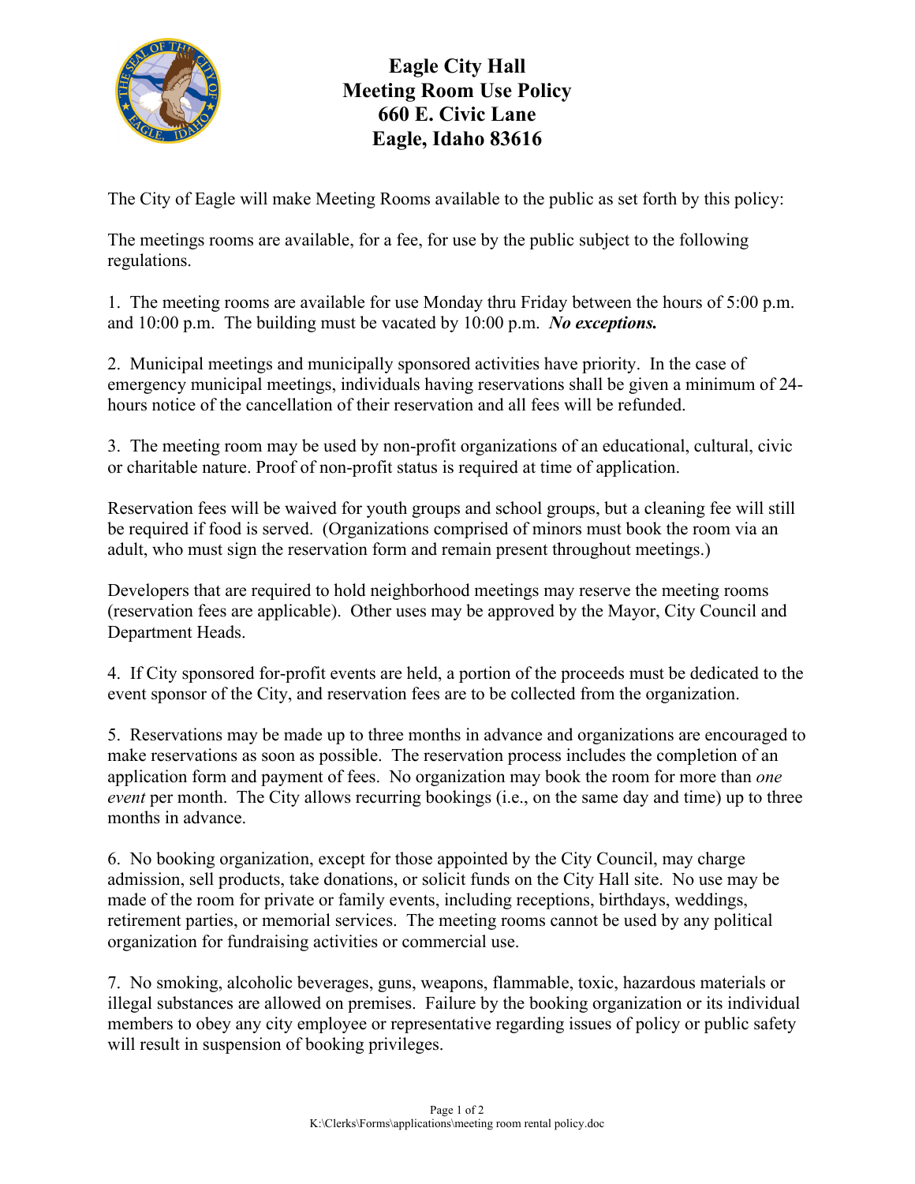# Eagle City Hall
# Meeting Room Use Policy
# 660 E. Civic Lane
# Eagle, Idaho 83616

The City of Eagle will make Meeting Rooms available to the public as set forth by this policy:

The meetings rooms are available, for a fee, for use by the public subject to the following regulations.

1. The meeting rooms are available for use Monday thru Friday between the hours of 5:00 p.m. and 10:00 p.m. The building must be vacated by 10:00 p.m. ***No exceptions.***

2. Municipal meetings and municipally sponsored activities have priority. In the case of emergency municipal meetings, individuals having reservations shall be given a minimum of 24-hours notice of the cancellation of their reservation and all fees will be refunded.

3. The meeting room may be used by non-profit organizations of an educational, cultural, civic or charitable nature. Proof of non-profit status is required at time of application.

Reservation fees will be waived for youth groups and school groups, but a cleaning fee will still be required if food is served. (Organizations comprised of minors must book the room via an adult, who must sign the reservation form and remain present throughout meetings.)

Developers that are required to hold neighborhood meetings may reserve the meeting rooms (reservation fees are applicable). Other uses may be approved by the Mayor, City Council and Department Heads.

4. If City sponsored for-profit events are held, a portion of the proceeds must be dedicated to the event sponsor of the City, and reservation fees are to be collected from the organization.

5. Reservations may be made up to three months in advance and organizations are encouraged to make reservations as soon as possible. The reservation process includes the completion of an application form and payment of fees. No organization may book the room for more than *one event* per month. The City allows recurring bookings (i.e., on the same day and time) up to three months in advance.

6. No booking organization, except for those appointed by the City Council, may charge admission, sell products, take donations, or solicit funds on the City Hall site. No use may be made of the room for private or family events, including receptions, birthdays, weddings, retirement parties, or memorial services. The meeting rooms cannot be used by any political organization for fundraising activities or commercial use.

7. No smoking, alcoholic beverages, guns, weapons, flammable, toxic, hazardous materials or illegal substances are allowed on premises. Failure by the booking organization or its individual members to obey any city employee or representative regarding issues of policy or public safety will result in suspension of booking privileges.

K:\Clerks\Forms\applications\meeting room rental policy.doc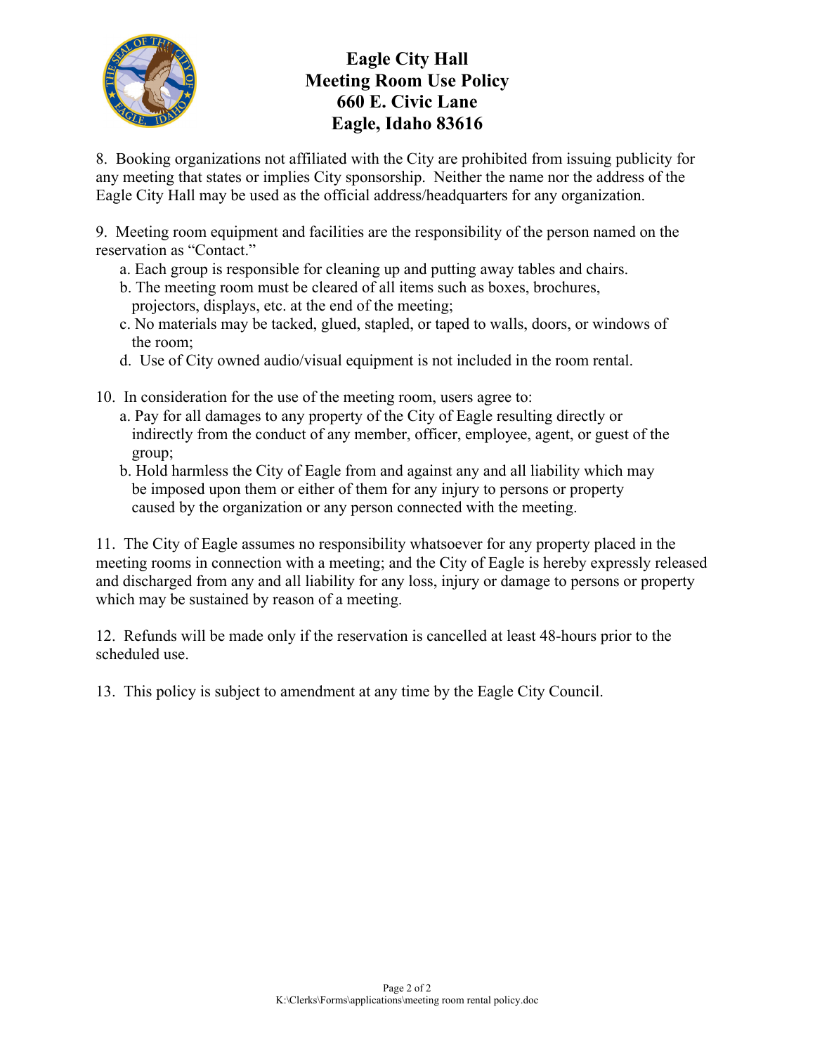# Eagle City Hall
# Meeting Room Use Policy
# 660 E. Civic Lane
# Eagle, Idaho 83616

8. Booking organizations not affiliated with the City are prohibited from issuing publicity for any meeting that states or implies City sponsorship. Neither the name nor the address of the Eagle City Hall may be used as the official address/headquarters for any organization.

9. Meeting room equipment and facilities are the responsibility of the person named on the reservation as "Contact."

   a. Each group is responsible for cleaning up and putting away tables and chairs.
   b. The meeting room must be cleared of all items such as boxes, brochures, projectors, displays, etc. at the end of the meeting;
   c. No materials may be tacked, glued, stapled, or taped to walls, doors, or windows of the room;
   d. Use of City owned audio/visual equipment is not included in the room rental.

10. In consideration for the use of the meeting room, users agree to:

    a. Pay for all damages to any property of the City of Eagle resulting directly or indirectly from the conduct of any member, officer, employee, agent, or guest of the group;
    b. Hold harmless the City of Eagle from and against any and all liability which may be imposed upon them or either of them for any injury to persons or property caused by the organization or any person connected with the meeting.

11. The City of Eagle assumes no responsibility whatsoever for any property placed in the meeting rooms in connection with a meeting; and the City of Eagle is hereby expressly released and discharged from any and all liability for any loss, injury or damage to persons or property which may be sustained by reason of a meeting.

12. Refunds will be made only if the reservation is cancelled at least 48-hours prior to the scheduled use.

13. This policy is subject to amendment at any time by the Eagle City Council.

K:\Clerks\Forms\applications\meeting room rental policy.doc